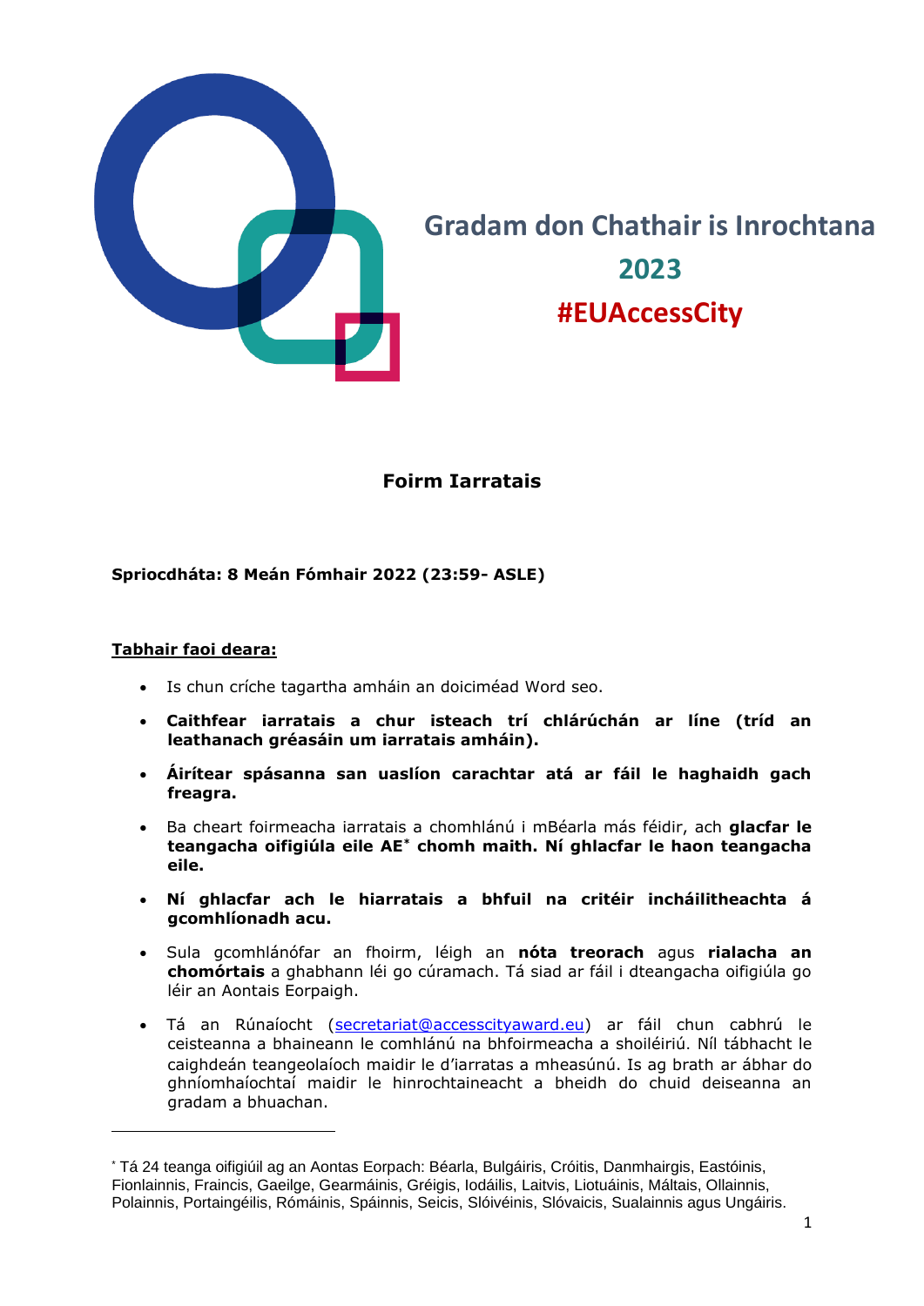# Gradam don Chathair is Inrochtana 2023

**#EUAccessCity**

## Foirm Iarratais

**Spriocdháta: 8 Meán Fómhair 2022 (23:59- ASLE)**

**<u>Tabhair faoi deara:</u>**

- Is chun críche tagartha amháin an doiciméad Word seo.
- **Caithfear iarratais a chur isteach trí chlárúchán ar líne (tríd an leathanach gréasáin um iarratais amháin).**
- **Áirítear spásanna san uaslíon carachtar atá ar fáil le haghaidh gach freagra.**
- Ba cheart foirmeacha iarratais a chomhlánú i mBéarla más féidir, ach **glacfar le teangacha oifigiúla eile AE*** **chomh maith. Ní ghlacfar le haon teangacha eile.**
- **Ní ghlacfar ach le hiarratais a bhfuil na critéir incháilitheachta á gcomhlíonadh acu.**
- Sula gcomhlánófar an fhoirm, léigh an **nóta treorach** agus **rialacha an chomórtais** a ghabhann léi go cúramach. Tá siad ar fáil i dteangacha oifigiúla go léir an Aontais Eorpaigh.
- Tá an Rúnaíocht (secretariat@accesscityaward.eu) ar fáil chun cabhrú le ceisteanna a bhaineann le comhlánú na bhfoirmeacha a shoiléiriú. Níl tábhacht le caighdeán teangeolaíoch maidir le d'iarratas a mheasúnú. Is ag brath ar ábhar do ghníomhaíochtaí maidir le hinrochtaineacht a bheidh do chuid deiseanna an gradam a bhuachan.

---

* Tá 24 teanga oifigiúil ag an Aontas Eorpach: Béarla, Bulgáiris, Cróitis, Danmhairgis, Eastóinis, Fionlainnis, Fraincis, Gaeilge, Gearmáinis, Gréigis, Iodáilis, Laitvis, Liotuáinis, Máltais, Ollainnis, Polainnis, Portaingéilis, Rómáinis, Spáinnis, Seicis, Slóivéinis, Slóvaicis, Sualainnis agus Ungáiris.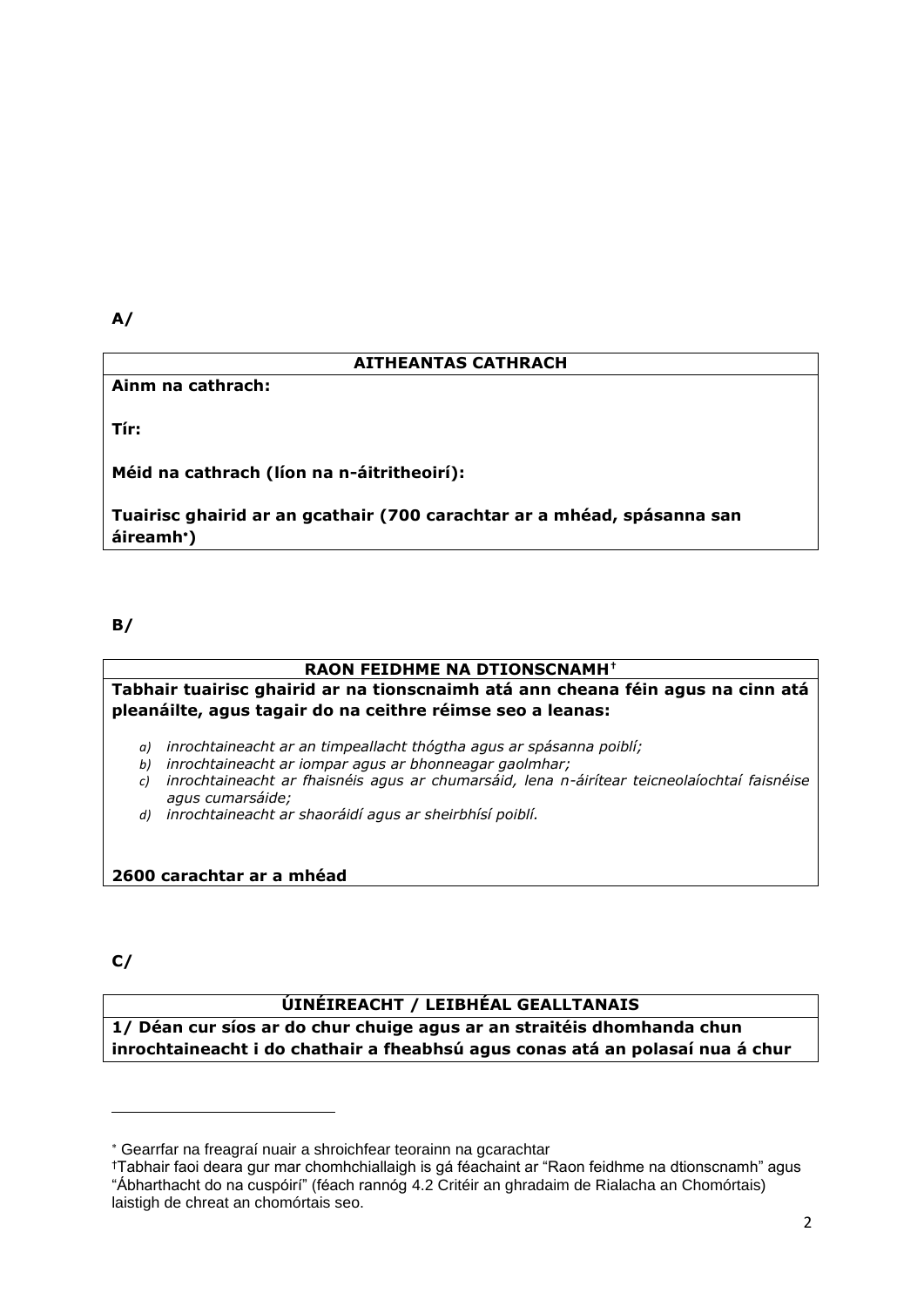**A/**

| **AITHEANTAS CATHRACH** |
|---|
| **Ainm na cathrach:**<br><br>**Tír:**<br><br>**Méid na cathrach (líon na n-áitritheoirí):**<br><br>**Tuairisc ghairid ar an gcathair (700 carachtar ar a mhéad, spásanna san áireamh[*])** |

**B/**

| **RAON FEIDHME NA DTIONSCNAMH[†]** |
|---|
| **Tabhair tuairisc ghairid ar na tionscnaimh atá ann cheana féin agus na cinn atá pleanáilte, agus tagair do na ceithre réimse seo a leanas:**<br><br>*a) inrochtaineacht ar an timpeallacht thógtha agus ar spásanna poiblí;*<br>*b) inrochtaineacht ar iompar agus ar bhonneagar gaolmhar;*<br>*c) inrochtaineacht ar fhaisnéis agus ar chumarsáid, lena n-áirítear teicneolaíochtaí faisnéise agus cumarsáide;*<br>*d) inrochtaineacht ar shaoráidí agus ar sheirbhísí poiblí.*<br><br>**2600 carachtar ar a mhéad** |

**C/**

| **ÚINÉIREACHT / LEIBHÉAL GEALLTANAIS** |
|---|
| **1/ Déan cur síos ar do chur chuige agus ar an straitéis dhomhanda chun inrochtaineacht i do chathair a fheabhsú agus conas atá an polasaí nua á chur** |

[*] Gearrfar na freagraí nuair a shroichfear teorainn na gcarachtar

[†] Tabhair faoi deara gur mar chomhchiallaigh is gá féachaint ar "Raon feidhme na dtionscnamh" agus "Ábharthacht do na cuspóirí" (féach rannóg 4.2 Critéir an ghradaim de Rialacha an Chomórtais) laistigh de chreat an chomórtais seo.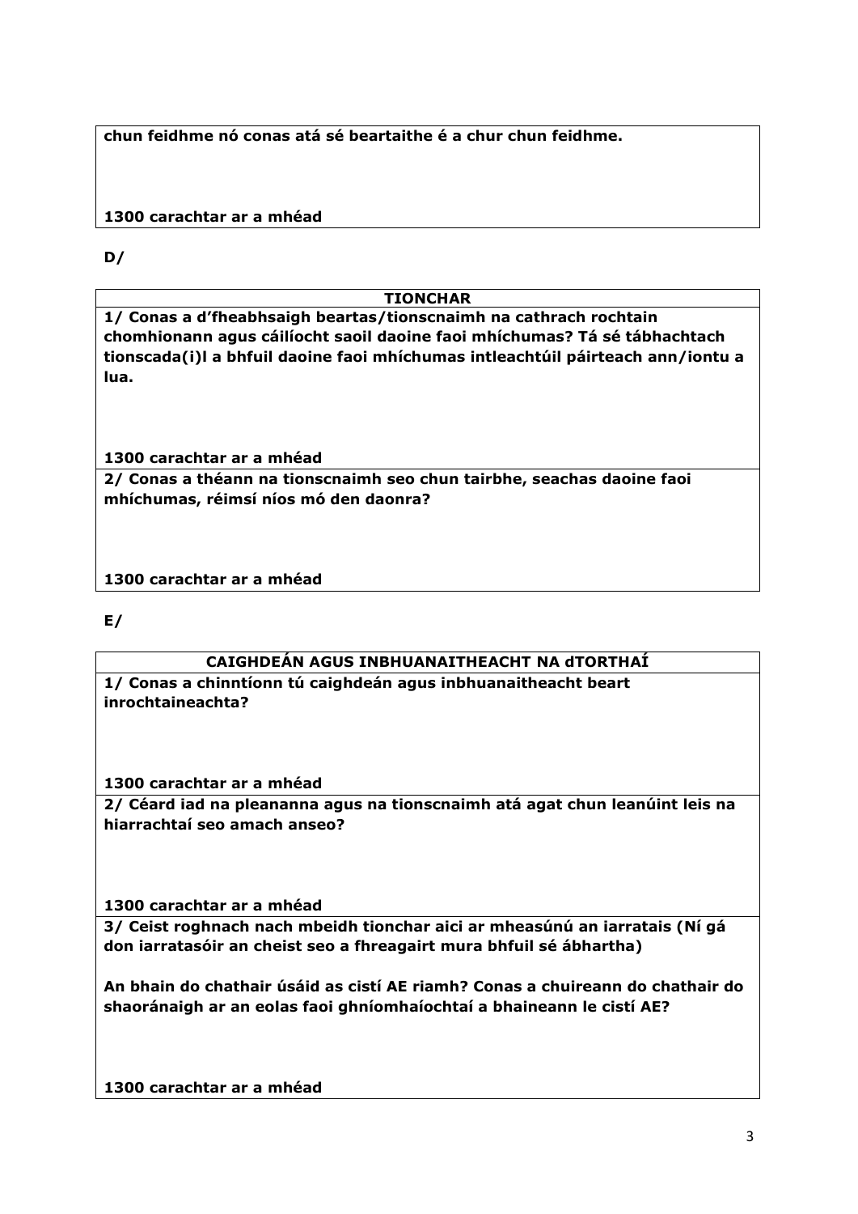| |
|---|
| **chun feidhme nó conas atá sé beartaithe é a chur chun feidhme.**<br><br><br>**1300 carachtar ar a mhéad** |

**D/**

| **TIONCHAR** |
|---|
| **1/ Conas a d'fheabhsaigh beartas/tionscnaimh na cathrach rochtain chomhionann agus cáilíocht saoil daoine faoi mhíchumas? Tá sé tábhachtach tionscada(i)l a bhfuil daoine faoi mhíchumas intleachtúil páirteach ann/iontu a lua.**<br><br><br>**1300 carachtar ar a mhéad** |
| **2/ Conas a théann na tionscnaimh seo chun tairbhe, seachas daoine faoi mhíchumas, réimsí níos mó den daonra?**<br><br><br>**1300 carachtar ar a mhéad** |

**E/**

| **CAIGHDEÁN AGUS INBHUANAITHEACHT NA dTORTHAÍ** |
|---|
| **1/ Conas a chinntíonn tú caighdeán agus inbhuanaitheacht beart inrochtaineachta?**<br><br><br>**1300 carachtar ar a mhéad** |
| **2/ Céard iad na pleananna agus na tionscnaimh atá agat chun leanúint leis na hiarrachtaí seo amach anseo?**<br><br><br>**1300 carachtar ar a mhéad** |
| **3/ Ceist roghnach nach mbeidh tionchar aici ar mheasúnú an iarratais (Ní gá don iarratasóir an cheist seo a fhreagairt mura bhfuil sé ábhartha)**<br><br>**An bhain do chathair úsáid as cistí AE riamh? Conas a chuireann do chathair do shaoránaigh ar an eolas faoi ghníomhaíochtaí a bhaineann le cistí AE?**<br><br><br>**1300 carachtar ar a mhéad** |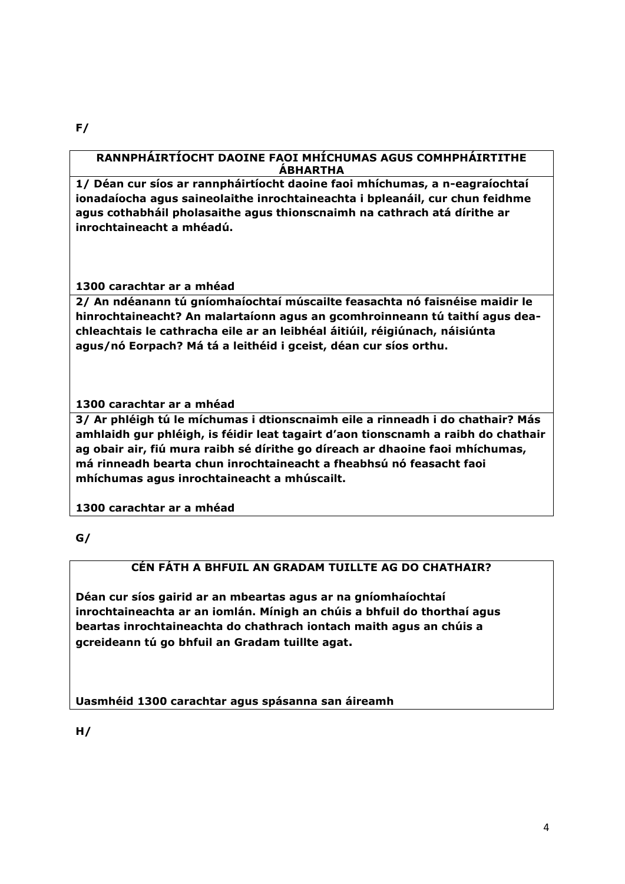**F/**

| **RANNPHÁIRTÍOCHT DAOINE FAOI MHÍCHUMAS AGUS COMHPHÁIRTITHE ÁBHARTHA** |
|---|
| **1/ Déan cur síos ar rannpháirtíocht daoine faoi mhíchumas, a n-eagraíochtaí ionadaíocha agus saineolaithe inrochtaineachta i bpleanáil, cur chun feidhme agus cothabháil pholasaithe agus thionscnaimh na cathrach atá dírithe ar inrochtaineacht a mhéadú.**<br><br>**1300 carachtar ar a mhéad** |
| **2/ An ndéanann tú gníomhaíochtaí múscailte feasachta nó faisnéise maidir le hinrochtaineacht? An malartaíonn agus an gcomhroinneann tú taithí agus dea-chleachtais le cathracha eile ar an leibhéal áitiúil, réigiúnach, náisiúnta agus/nó Eorpach? Má tá a leithéid i gceist, déan cur síos orthu.**<br><br>**1300 carachtar ar a mhéad** |
| **3/ Ar phléigh tú le míchumas i dtionscnaimh eile a rinneadh i do chathair? Más amhlaidh gur phléigh, is féidir leat tagairt d'aon tionscnamh a raibh do chathair ag obair air, fiú mura raibh sé dírithe go díreach ar dhaoine faoi mhíchumas, má rinneadh bearta chun inrochtaineacht a fheabhsú nó feasacht faoi mhíchumas agus inrochtaineacht a mhúscailt.**<br><br>**1300 carachtar ar a mhéad** |

**G/**

| **CÉN FÁTH A BHFUIL AN GRADAM TUILLTE AG DO CHATHAIR?** |
|---|
| **Déan cur síos gairid ar an mbeartas agus ar na gníomhaíochtaí inrochtaineachta ar an iomlán. Mínigh an chúis a bhfuil do thorthaí agus beartas inrochtaineachta do chathrach iontach maith agus an chúis a gcreideann tú go bhfuil an Gradam tuillte agat.**<br><br>**Uasmhéid 1300 carachtar agus spásanna san áireamh** |

**H/**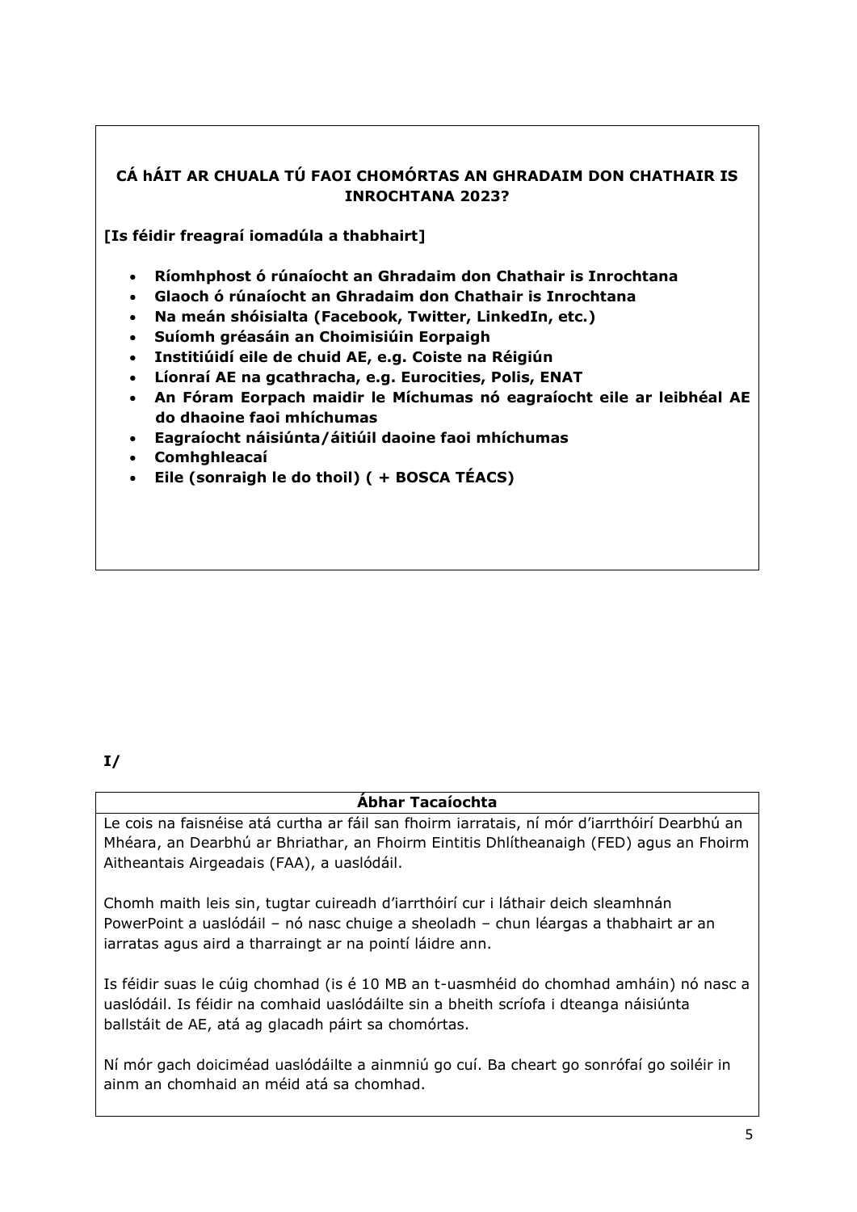**CÁ hÁIT AR CHUALA TÚ FAOI CHOMÓRTAS AN GHRADAIM DON CHATHAIR IS INROCHTANA 2023?**

**[Is féidir freagraí iomadúla a thabhairt]**

- **Ríomhphost ó rúnaíocht an Ghradaim don Chathair is Inrochtana**
- **Glaoch ó rúnaíocht an Ghradaim don Chathair is Inrochtana**
- **Na meán shóisialta (Facebook, Twitter, LinkedIn, etc.)**
- **Suíomh gréasáin an Choimisiúin Eorpaigh**
- **Institiúidí eile de chuid AE, e.g. Coiste na Réigiún**
- **Líonraí AE na gcathracha, e.g. Eurocities, Polis, ENAT**
- **An Fóram Eorpach maidir le Míchumas nó eagraíocht eile ar leibhéal AE do dhaoine faoi mhíchumas**
- **Eagraíocht náisiúnta/áitiúil daoine faoi mhíchumas**
- **Comhghleacaí**
- **Eile (sonraigh le do thoil) ( + BOSCA TÉACS)**

**I/**

**Ábhar Tacaíochta**

Le cois na faisnéise atá curtha ar fáil san fhoirm iarratais, ní mór d'iarrthóirí Dearbhú an Mhéara, an Dearbhú ar Bhriathar, an Fhoirm Eintitis Dhlítheanaigh (FED) agus an Fhoirm Aitheantais Airgeadais (FAA), a uaslódáil.

Chomh maith leis sin, tugtar cuireadh d'iarrthóirí cur i láthair deich sleamhnán PowerPoint a uaslódáil – nó nasc chuige a sheoladh – chun léargas a thabhairt ar an iarratas agus aird a tharraingt ar na pointí láidre ann.

Is féidir suas le cúig chomhad (is é 10 MB an t-uasmhéid do chomhad amháin) nó nasc a uaslódáil. Is féidir na comhaid uaslódáilte sin a bheith scríofa i dteanga náisiúnta ballstáit de AE, atá ag glacadh páirt sa chomórtas.

Ní mór gach doiciméad uaslódáilte a ainmniú go cuí. Ba cheart go sonrófaí go soiléir in ainm an chomhaid an méid atá sa chomhad.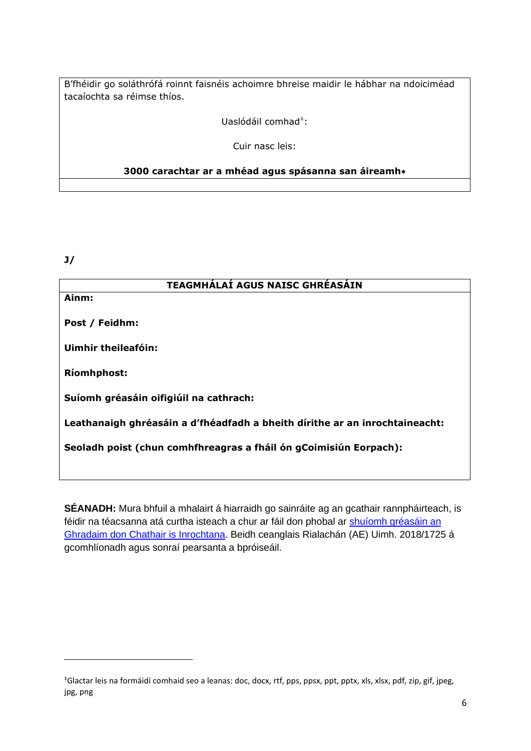| |
|---|
| B'fhéidir go soláthrófá roinnt faisnéis achoimre bhreise maidir le hábhar na ndoiciméad tacaíochta sa réimse thíos.<br><br>Uaslódáil comhad[‡]:<br><br>Cuir nasc leis:<br><br>**3000 carachtar ar a mhéad agus spásanna san áireamh⁎** |
| |

**J/**

| **TEAGMHÁLAÍ AGUS NAISC GHRÉASÁIN** |
|---|
| **Ainm:**<br><br>**Post / Feidhm:**<br><br>**Uimhir theileafóin:**<br><br>**Ríomhphost:**<br><br>**Suíomh gréasáin oifigiúil na cathrach:**<br><br>**Leathanaigh ghréasáin a d'fhéadfadh a bheith dírithe ar an inrochtaineacht:**<br><br>**Seoladh poist (chun comhfhreagras a fháil ón gCoimisiún Eorpach):** |

**SÉANADH:** Mura bhfuil a mhalairt á hiarraidh go sainráite ag an gcathair rannpháirteach, is féidir na téacsanna atá curtha isteach a chur ar fáil don phobal ar [shuíomh gréasáin an Ghradaim don Chathair is Inrochtana](). Beidh ceanglais Rialachán (AE) Uimh. 2018/1725 á gcomhlíonadh agus sonraí pearsanta a bpróiseáil.

---

[‡]Glactar leis na formáidí comhaid seo a leanas: doc, docx, rtf, pps, ppsx, ppt, pptx, xls, xlsx, pdf, zip, gif, jpeg, jpg, png